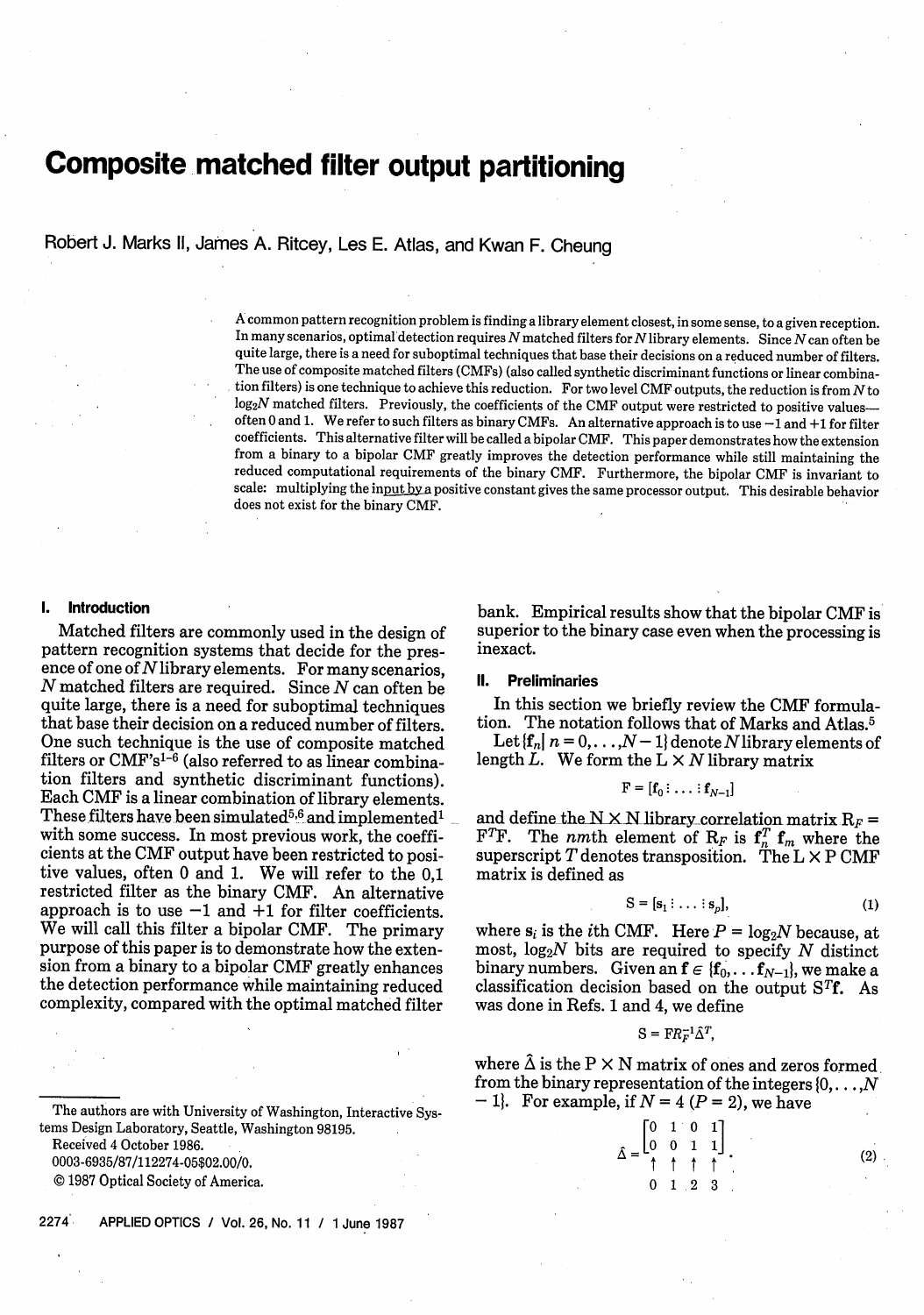# Composite matched filter output partitioning

Robert J. Marks II, James A. Ritcey, Les E. Atlas, and Kwan F. Cheung

A common pattern recognition problem is finding a library element closest, in some sense, to a given reception. In many scenarios, optimal detection requires $N$ matched filters for $N$ library elements. Since $N$ can often be quite large, there is a need for suboptimal techniques that base their decisions on a reduced number of filters. The use of composite matched filters (CMFs) (also called synthetic discriminant functions or linear combination filters) is one technique to achieve this reduction. For two level CMF outputs, the reduction is from $N$ to $\log_2 N$ matched filters. Previously, the coefficients of the CMF output were restricted to positive values—often 0 and 1. We refer to such filters as binary CMFs. An alternative approach is to use −1 and +1 for filter coefficients. This alternative filter will be called a bipolar CMF. This paper demonstrates how the extension from a binary to a bipolar CMF greatly improves the detection performance while still maintaining the reduced computational requirements of the binary CMF. Furthermore, the bipolar CMF is invariant to scale: multiplying the input by a positive constant gives the same processor output. This desirable behavior does not exist for the binary CMF.

## I. Introduction

Matched filters are commonly used in the design of pattern recognition systems that decide for the presence of one of $N$ library elements. For many scenarios, $N$ matched filters are required. Since $N$ can often be quite large, there is a need for suboptimal techniques that base their decision on a reduced number of filters. One such technique is the use of composite matched filters or CMF's[1–6] (also referred to as linear combination filters and synthetic discriminant functions). Each CMF is a linear combination of library elements. These filters have been simulated[5,6] and implemented[1] with some success. In most previous work, the coefficients at the CMF output have been restricted to positive values, often 0 and 1. We will refer to the 0,1 restricted filter as the binary CMF. An alternative approach is to use −1 and +1 for filter coefficients. We will call this filter a bipolar CMF. The primary purpose of this paper is to demonstrate how the extension from a binary to a bipolar CMF greatly enhances the detection performance while maintaining reduced complexity, compared with the optimal matched filter bank. Empirical results show that the bipolar CMF is superior to the binary case even when the processing is inexact.

## II. Preliminaries

In this section we briefly review the CMF formulation. The notation follows that of Marks and Atlas.[5]

Let $\{\mathbf{f}_n | n = 0,\ldots,N-1\}$ denote $N$ library elements of length $L$. We form the $L \times N$ library matrix

$$\mathrm{F} = [\mathbf{f}_0 \vdots \ldots \vdots \mathbf{f}_{N-1}]$$

and define the $N \times N$ library correlation matrix $\mathrm{R}_F = \mathrm{F}^T\mathrm{F}$. The $nm$th element of $\mathrm{R}_F$ is $\mathbf{f}_n^T\,\mathbf{f}_m$ where the superscript $T$ denotes transposition. The $L \times P$ CMF matrix is defined as

$$\mathrm{S} = [\mathbf{s}_1 \vdots \ldots \vdots \mathbf{s}_p], \tag{1}$$

where $\mathbf{s}_i$ is the $i$th CMF. Here $P = \log_2 N$ because, at most, $\log_2 N$ bits are required to specify $N$ distinct binary numbers. Given an $\mathbf{f} \in \{\mathbf{f}_0, \ldots \mathbf{f}_{N-1}\}$, we make a classification decision based on the output $\mathrm{S}^T\mathbf{f}$. As was done in Refs. 1 and 4, we define

$$\mathrm{S} = \mathrm{F}\mathrm{R}_F^{-1}\hat{\Delta}^T,$$

where $\hat{\Delta}$ is the $P \times N$ matrix of ones and zeros formed from the binary representation of the integers $\{0,\ldots,N-1\}$. For example, if $N = 4$ ($P = 2$), we have

$$\hat{\Delta} = \begin{bmatrix} 0 & 1 & 0 & 1 \\ 0 & 0 & 1 & 1 \end{bmatrix} \tag{2}$$
$$\begin{matrix} \uparrow & \uparrow & \uparrow & \uparrow \\ 0 & 1 & 2 & 3 \end{matrix}$$

The authors are with University of Washington, Interactive Systems Design Laboratory, Seattle, Washington 98195.

Received 4 October 1986.

0003-6935/87/112274-05$02.00/0.

© 1987 Optical Society of America.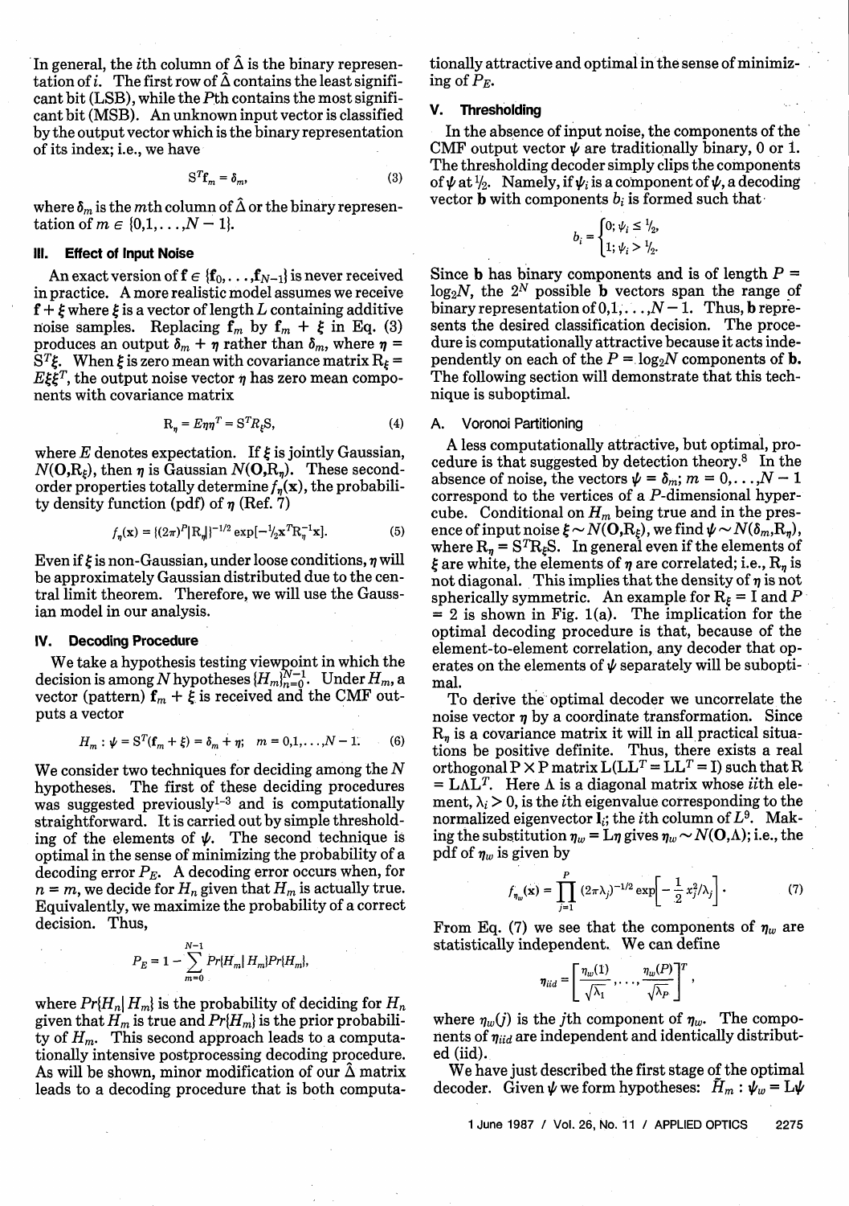In general, the $i$th column of $\hat{\Delta}$ is the binary representation of $i$. The first row of $\hat{\Delta}$ contains the least significant bit (LSB), while the $P$th contains the most significant bit (MSB). An unknown input vector is classified by the output vector which is the binary representation of its index; i.e., we have

$$S^T \mathbf{f}_m = \delta_m, \tag{3}$$

where $\delta_m$ is the $m$th column of $\hat{\Delta}$ or the binary representation of $m \in \{0,1,\ldots,N-1\}$.

## III. Effect of Input Noise

An exact version of $\mathbf{f} \in \{\mathbf{f}_0,\ldots,\mathbf{f}_{N-1}\}$ is never received in practice. A more realistic model assumes we receive $\mathbf{f} + \xi$ where $\xi$ is a vector of length $L$ containing additive noise samples. Replacing $\mathbf{f}_m$ by $\mathbf{f}_m + \xi$ in Eq. (3) produces an output $\delta_m + \eta$ rather than $\delta_m$, where $\eta = S^T\xi$. When $\xi$ is zero mean with covariance matrix $R_\xi = E\xi\xi^T$, the output noise vector $\eta$ has zero mean components with covariance matrix

$$R_\eta = E\eta\eta^T = S^T R_\xi S, \tag{4}$$

where $E$ denotes expectation. If $\xi$ is jointly Gaussian, $N(\mathbf{O},R_\xi)$, then $\eta$ is Gaussian $N(\mathbf{O},R_\eta)$. These second-order properties totally determine $f_\eta(\mathbf{x})$, the probability density function (pdf) of $\eta$ (Ref. 7)

$$f_\eta(\mathbf{x}) = [(2\pi)^P|R_\eta|]^{-1/2} \exp[-\tfrac{1}{2}\mathbf{x}^T R_\eta^{-1}\mathbf{x}]. \tag{5}$$

Even if $\xi$ is non-Gaussian, under loose conditions, $\eta$ will be approximately Gaussian distributed due to the central limit theorem. Therefore, we will use the Gaussian model in our analysis.

## IV. Decoding Procedure

We take a hypothesis testing viewpoint in which the decision is among $N$ hypotheses $\{H_m\}_{n=0}^{N-1}$. Under $H_m$, a vector (pattern) $\mathbf{f}_m + \xi$ is received and the CMF outputs a vector

$$H_m : \psi = S^T(\mathbf{f}_m + \xi) = \delta_m + \eta; \quad m = 0,1,\ldots,N-1. \tag{6}$$

We consider two techniques for deciding among the $N$ hypotheses. The first of these deciding procedures was suggested previously[1-3] and is computationally straightforward. It is carried out by simple thresholding of the elements of $\psi$. The second technique is optimal in the sense of minimizing the probability of a decoding error $P_E$. A decoding error occurs when, for $n = m$, we decide for $H_n$ given that $H_m$ is actually true. Equivalently, we maximize the probability of a correct decision. Thus,

$$P_E = 1 - \sum_{m=0}^{N-1} Pr\{H_m|H_m\}Pr\{H_m\},$$

where $Pr\{H_n|H_m\}$ is the probability of deciding for $H_n$ given that $H_m$ is true and $Pr\{H_m\}$ is the prior probability of $H_m$. This second approach leads to a computationally intensive postprocessing decoding procedure. As will be shown, minor modification of our $\hat{\Delta}$ matrix leads to a decoding procedure that is both computationally attractive and optimal in the sense of minimizing of $P_E$.

## V. Thresholding

In the absence of input noise, the components of the CMF output vector $\psi$ are traditionally binary, 0 or 1. The thresholding decoder simply clips the components of $\psi$ at $\frac{1}{2}$. Namely, if $\psi_i$ is a component of $\psi$, a decoding vector $\mathbf{b}$ with components $b_i$ is formed such that

$$b_i = \begin{cases} 0; \psi_i \le \frac{1}{2}, \\ 1; \psi_i > \frac{1}{2}. \end{cases}$$

Since $\mathbf{b}$ has binary components and is of length $P = \log_2 N$, the $2^N$ possible $\mathbf{b}$ vectors span the range of binary representation of $0,1,\ldots,N-1$. Thus, $\mathbf{b}$ represents the desired classification decision. The procedure is computationally attractive because it acts independently on each of the $P = \log_2 N$ components of $\mathbf{b}$. The following section will demonstrate that this technique is suboptimal.

### A. Voronoi Partitioning

A less computationally attractive, but optimal, procedure is that suggested by detection theory.[8] In the absence of noise, the vectors $\psi = \delta_m$; $m = 0,\ldots,N-1$ correspond to the vertices of a $P$-dimensional hypercube. Conditional on $H_m$ being true and in the presence of input noise $\xi \sim N(\mathbf{O},R_\xi)$, we find $\psi \sim N(\delta_m,R_\eta)$, where $R_\eta = S^T R_\xi S$. In general even if the elements of $\xi$ are white, the elements of $\eta$ are correlated; i.e., $R_\eta$ is not diagonal. This implies that the density of $\eta$ is not spherically symmetric. An example for $R_\xi = I$ and $P = 2$ is shown in Fig. 1(a). The implication for the optimal decoding procedure is that, because of the element-to-element correlation, any decoder that operates on the elements of $\psi$ separately will be suboptimal.

To derive the optimal decoder we uncorrelate the noise vector $\eta$ by a coordinate transformation. Since $R_\eta$ is a covariance matrix it will in all practical situations be positive definite. Thus, there exists a real orthogonal $P \times P$ matrix $L(LL^T = LL^T = I)$ such that $R = L\Lambda L^T$. Here $\Lambda$ is a diagonal matrix whose $ii$th element, $\lambda_i > 0$, is the $i$th eigenvalue corresponding to the normalized eigenvector $\mathbf{l}_i$; the $i$th column of $L^9$. Making the substitution $\eta_w = L\eta$ gives $\eta_w \sim N(\mathbf{O},\Lambda)$; i.e., the pdf of $\eta_w$ is given by

$$f_{\eta_w}(\mathbf{x}) = \prod_{j=1}^{P} (2\pi\lambda_j)^{-1/2} \exp\left[-\frac{1}{2}x_j^2/\lambda_j\right]. \tag{7}$$

From Eq. (7) we see that the components of $\eta_w$ are statistically independent. We can define

$$\eta_{iid} = \left[\frac{\eta_w(1)}{\sqrt{\lambda_1}},\ldots,\frac{\eta_w(P)}{\sqrt{\lambda_P}}\right]^T,$$

where $\eta_w(j)$ is the $j$th component of $\eta_w$. The components of $\eta_{iid}$ are independent and identically distributed (iid).

We have just described the first stage of the optimal decoder. Given $\psi$ we form hypotheses: $\tilde{H}_m : \psi_w = L\psi$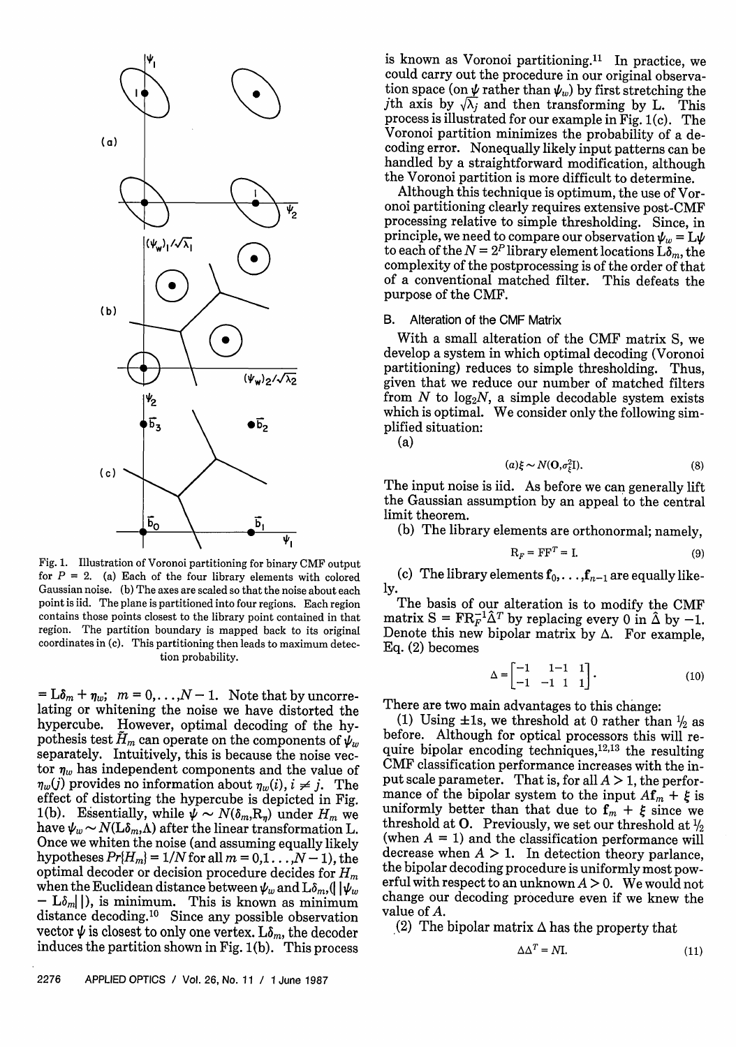Fig. 1. Illustration of Voronoi partitioning for binary CMF output for $P = 2$. (a) Each of the four library elements with colored Gaussian noise. (b) The axes are scaled so that the noise about each point is iid. The plane is partitioned into four regions. Each region contains those points closest to the library point contained in that region. The partition boundary is mapped back to its original coordinates in (c). This partitioning then leads to maximum detection probability.

$= \mathbf{L}\delta_m + \eta_w$; $m = 0,\ldots,N-1$. Note that by uncorrelating or whitening the noise we have distorted the hypercube. However, optimal decoding of the hypothesis test $\tilde{H}_m$ can operate on the components of $\psi_w$ separately. Intuitively, this is because the noise vector $\eta_w$ has independent components and the value of $\eta_w(j)$ provides no information about $\eta_w(i)$, $i \neq j$. The effect of distorting the hypercube is depicted in Fig. 1(b). Essentially, while $\psi \sim N(\delta_m,\mathbf{R}_\eta)$ under $H_m$ we have $\psi_w \sim N(\mathbf{L}\delta_m,\Lambda)$ after the linear transformation $\mathbf{L}$. Once we whiten the noise (and assuming equally likely hypotheses $Pr\{H_m\} = 1/N$ for all $m = 0,1\ldots,N-1$), the optimal decoder or decision procedure decides for $H_m$ when the Euclidean distance between $\psi_w$ and $\mathbf{L}\delta_m$,($\| \psi_w - \mathbf{L}\delta_m \|$), is minimum. This is known as minimum distance decoding.[10] Since any possible observation vector $\psi$ is closest to only one vertex. $\mathbf{L}\delta_m$, the decoder induces the partition shown in Fig. 1(b). This process is known as Voronoi partitioning.[11] In practice, we could carry out the procedure in our original observation space (on $\psi$ rather than $\psi_w$) by first stretching the $j$th axis by $\sqrt{\lambda_j}$ and then transforming by $\mathbf{L}$. This process is illustrated for our example in Fig. 1(c). The Voronoi partition minimizes the probability of a decoding error. Nonequally likely input patterns can be handled by a straightforward modification, although the Voronoi partition is more difficult to determine.

Although this technique is optimum, the use of Voronoi partitioning clearly requires extensive post-CMF processing relative to simple thresholding. Since, in principle, we need to compare our observation $\psi_w = \mathbf{L}\psi$ to each of the $N = 2^P$ library element locations $\mathbf{L}\delta_m$, the complexity of the postprocessing is of the order of that of a conventional matched filter. This defeats the purpose of the CMF.

### B. Alteration of the CMF Matrix

With a small alteration of the CMF matrix $\mathbf{S}$, we develop a system in which optimal decoding (Voronoi partitioning) reduces to simple thresholding. Thus, given that we reduce our number of matched filters from $N$ to $\log_2 N$, a simple decodable system exists which is optimal. We consider only the following simplified situation:

(a)

$$(a)\xi \sim N(\mathbf{O},\sigma_\xi^2\mathbf{I}). \tag{8}$$

The input noise is iid. As before we can generally lift the Gaussian assumption by an appeal to the central limit theorem.

(b) The library elements are orthonormal; namely,

$$\mathbf{R}_F = \mathbf{F}\mathbf{F}^T = \mathbf{I}. \tag{9}$$

(c) The library elements $\mathbf{f}_0,\ldots,\mathbf{f}_{n-1}$ are equally likely.

The basis of our alteration is to modify the CMF matrix $\mathbf{S} = \mathbf{F}\mathbf{R}_F^{-1}\hat{\Delta}^T$ by replacing every 0 in $\hat{\Delta}$ by $-1$. Denote this new bipolar matrix by $\Delta$. For example, Eq. (2) becomes

$$\Delta = \begin{bmatrix} -1 & 1 & -1 & 1 \\ -1 & -1 & 1 & 1 \end{bmatrix}. \tag{10}$$

There are two main advantages to this change:

(1) Using $\pm 1$s, we threshold at 0 rather than $1/2$ as before. Although for optical processors this will require bipolar encoding techniques,[12,13] the resulting CMF classification performance increases with the input scale parameter. That is, for all $A > 1$, the performance of the bipolar system to the input $A\mathbf{f}_m + \xi$ is uniformly better than that due to $\mathbf{f}_m + \xi$ since we threshold at $\mathbf{O}$. Previously, we set our threshold at $1/2$ (when $A = 1$) and the classification performance will decrease when $A > 1$. In detection theory parlance, the bipolar decoding procedure is uniformly most powerful with respect to an unknown $A > 0$. We would not change our decoding procedure even if we knew the value of $A$.

(2) The bipolar matrix $\Delta$ has the property that

$$\Delta\Delta^T = N\mathbf{I}. \tag{11}$$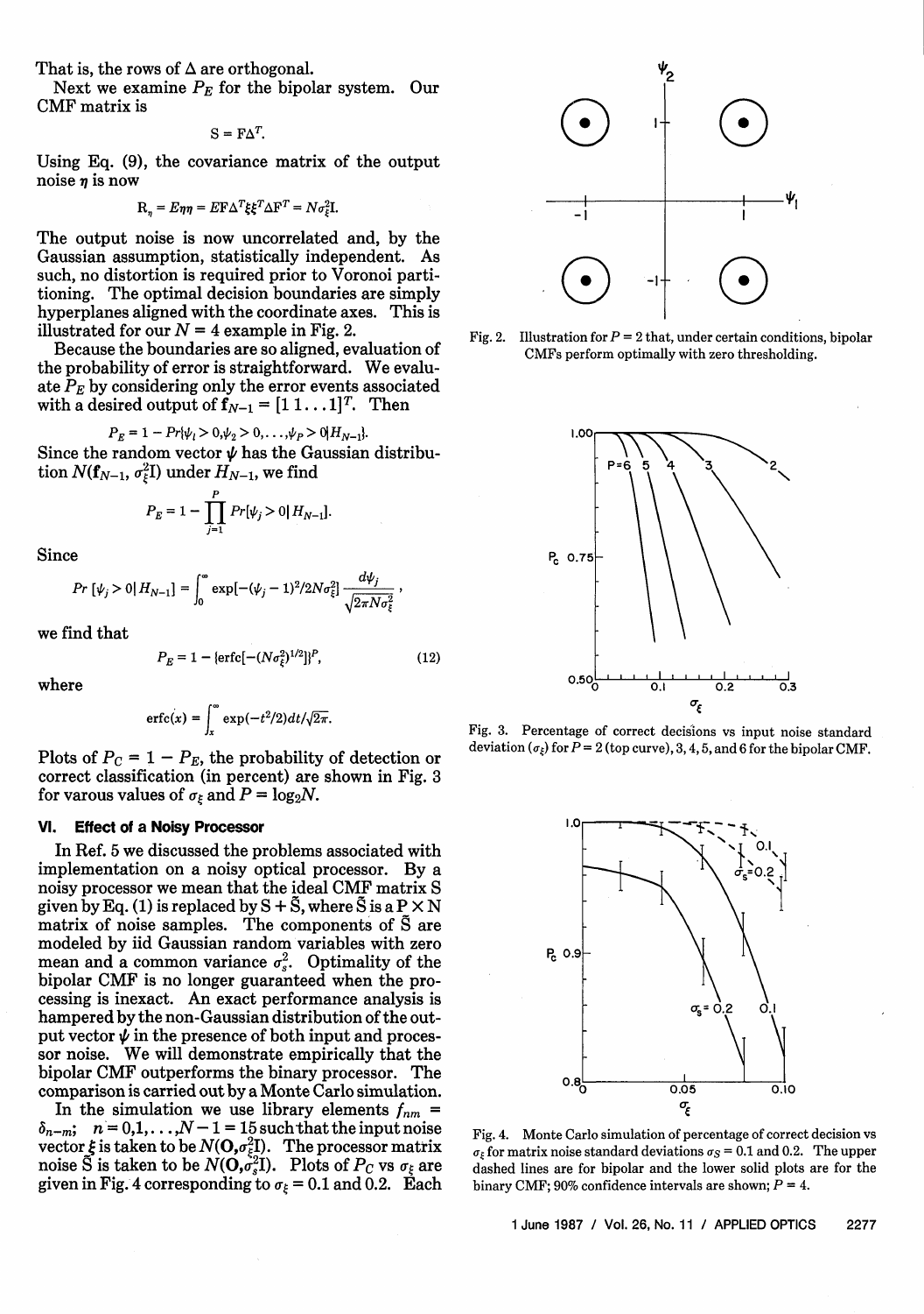That is, the rows of $\Delta$ are orthogonal.

Next we examine $P_E$ for the bipolar system. Our CMF matrix is

$$S = F\Delta^T.$$

Using Eq. (9), the covariance matrix of the output noise $\eta$ is now

$$R_\eta = E\eta\eta = EF\Delta^T\xi\xi^T\Delta F^T = N\sigma_\xi^2 I.$$

The output noise is now uncorrelated and, by the Gaussian assumption, statistically independent. As such, no distortion is required prior to Voronoi partitioning. The optimal decision boundaries are simply hyperplanes aligned with the coordinate axes. This is illustrated for our $N = 4$ example in Fig. 2.

Because the boundaries are so aligned, evaluation of the probability of error is straightforward. We evaluate $P_E$ by considering only the error events associated with a desired output of $\mathbf{f}_{N-1} = [1\,1\ldots 1]^T$. Then

$$P_E = 1 - Pr\{\psi_1 > 0, \psi_2 > 0, \ldots, \psi_P > 0 | H_{N-1}\}.$$

Since the random vector $\psi$ has the Gaussian distribution $N(\mathbf{f}_{N-1}, \sigma_\xi^2 I)$ under $H_{N-1}$, we find

$$P_E = 1 - \prod_{j=1}^{P} Pr[\psi_j > 0 | H_{N-1}].$$

Since

$$Pr\,[\psi_j > 0 | H_{N-1}] = \int_0^\infty \exp[-(\psi_j - 1)^2/2N\sigma_\xi^2]\,\frac{d\psi_j}{\sqrt{2\pi N\sigma_\xi^2}},$$

we find that

$$P_E = 1 - \{\mathrm{erfc}[-(N\sigma_\xi^2)^{1/2}]\}^P, \tag{12}$$

where

$$\mathrm{erfc}(x) = \int_x^\infty \exp(-t^2/2)dt/\sqrt{2\pi}.$$

Plots of $P_C = 1 - P_E$, the probability of detection or correct classification (in percent) are shown in Fig. 3 for varous values of $\sigma_\xi$ and $P = \log_2 N$.

## VI. Effect of a Noisy Processor

In Ref. 5 we discussed the problems associated with implementation on a noisy optical processor. By a noisy processor we mean that the ideal CMF matrix S given by Eq. (1) is replaced by $S + \tilde{S}$, where $\tilde{S}$ is a $P \times N$ matrix of noise samples. The components of $\tilde{S}$ are modeled by iid Gaussian random variables with zero mean and a common variance $\sigma_s^2$. Optimality of the bipolar CMF is no longer guaranteed when the processing is inexact. An exact performance analysis is hampered by the non-Gaussian distribution of the output vector $\psi$ in the presence of both input and processor noise. We will demonstrate empirically that the bipolar CMF outperforms the binary processor. The comparison is carried out by a Monte Carlo simulation.

In the simulation we use library elements $f_{nm} = \delta_{n-m}$; $n = 0,1,\ldots,N-1 = 15$ such that the input noise vector $\xi$ is taken to be $N(\mathbf{0},\sigma_\xi^2 I)$. The processor matrix noise $\tilde{S}$ is taken to be $N(\mathbf{0},\sigma_s^2 I)$. Plots of $P_C$ vs $\sigma_\xi$ are given in Fig. 4 corresponding to $\sigma_\xi = 0.1$ and 0.2. Each

Fig. 2. Illustration for $P = 2$ that, under certain conditions, bipolar CMFs perform optimally with zero thresholding.

Fig. 3. Percentage of correct decisions vs input noise standard deviation ($\sigma_\xi$) for $P = 2$ (top curve), 3, 4, 5, and 6 for the bipolar CMF.

Fig. 4. Monte Carlo simulation of percentage of correct decision vs $\sigma_\xi$ for matrix noise standard deviations $\sigma_S = 0.1$ and 0.2. The upper dashed lines are for bipolar and the lower solid plots are for the binary CMF; 90% confidence intervals are shown; $P = 4$.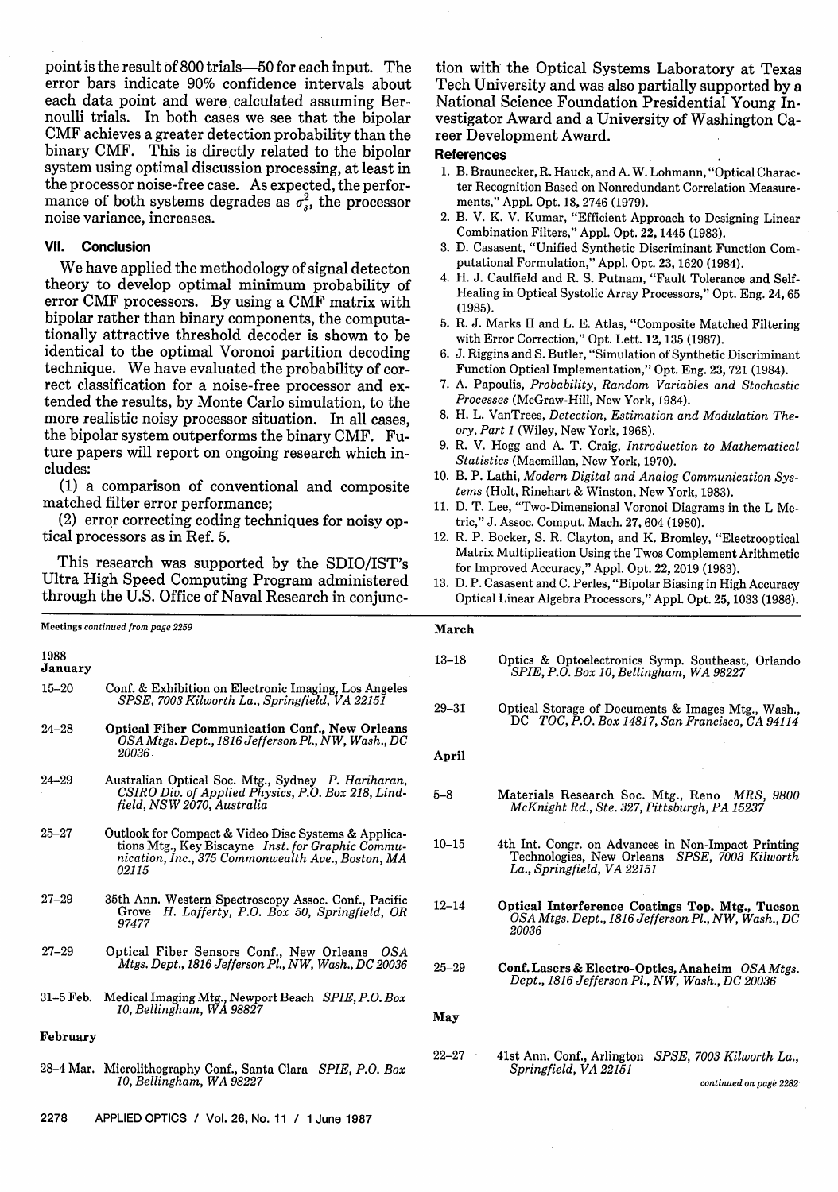point is the result of 800 trials—50 for each input. The error bars indicate 90% confidence intervals about each data point and were calculated assuming Bernoulli trials. In both cases we see that the bipolar CMF achieves a greater detection probability than the binary CMF. This is directly related to the bipolar system using optimal discussion processing, at least in the processor noise-free case. As expected, the performance of both systems degrades as $\sigma_s^2$, the processor noise variance, increases.

## VII. Conclusion

We have applied the methodology of signal detecton theory to develop optimal minimum probability of error CMF processors. By using a CMF matrix with bipolar rather than binary components, the computationally attractive threshold decoder is shown to be identical to the optimal Voronoi partition decoding technique. We have evaluated the probability of correct classification for a noise-free processor and extended the results, by Monte Carlo simulation, to the more realistic noisy processor situation. In all cases, the bipolar system outperforms the binary CMF. Future papers will report on ongoing research which includes:

(1) a comparison of conventional and composite matched filter error performance;

(2) error correcting coding techniques for noisy optical processors as in Ref. 5.

This research was supported by the SDIO/IST's Ultra High Speed Computing Program administered through the U.S. Office of Naval Research in conjunction with the Optical Systems Laboratory at Texas Tech University and was also partially supported by a National Science Foundation Presidential Young Investigator Award and a University of Washington Career Development Award.

### References

1. B. Braunecker, R. Hauck, and A. W. Lohmann, "Optical Character Recognition Based on Nonredundant Correlation Measurements," Appl. Opt. **18**, 2746 (1979).
2. B. V. K. V. Kumar, "Efficient Approach to Designing Linear Combination Filters," Appl. Opt. **22**, 1445 (1983).
3. D. Casasent, "Unified Synthetic Discriminant Function Computational Formulation," Appl. Opt. **23**, 1620 (1984).
4. H. J. Caulfield and R. S. Putnam, "Fault Tolerance and Self-Healing in Optical Systolic Array Processors," Opt. Eng. **24**, 65 (1985).
5. R. J. Marks II and L. E. Atlas, "Composite Matched Filtering with Error Correction," Opt. Lett. **12**, 135 (1987).
6. J. Riggins and S. Butler, "Simulation of Synthetic Discriminant Function Optical Implementation," Opt. Eng. **23**, 721 (1984).
7. A. Papoulis, *Probability, Random Variables and Stochastic Processes* (McGraw-Hill, New York, 1984).
8. H. L. VanTrees, *Detection, Estimation and Modulation Theory, Part 1* (Wiley, New York, 1968).
9. R. V. Hogg and A. T. Craig, *Introduction to Mathematical Statistics* (Macmillan, New York, 1970).
10. B. P. Lathi, *Modern Digital and Analog Communication Systems* (Holt, Rinehart & Winston, New York, 1983).
11. D. T. Lee, "Two-Dimensional Voronoi Diagrams in the L Metric," J. Assoc. Comput. Mach. **27**, 604 (1980).
12. R. P. Bocker, S. R. Clayton, and K. Bromley, "Electrooptical Matrix Multiplication Using the Twos Complement Arithmetic for Improved Accuracy," Appl. Opt. **22**, 2019 (1983).
13. D. P. Casasent and C. Perles, "Bipolar Biasing in High Accuracy Optical Linear Algebra Processors," Appl. Opt. **25**, 1033 (1986).

---

*Meetings continued from page 2259*

**1988**

**January**

| | |
|---|---|
| 15–20 | Conf. & Exhibition on Electronic Imaging, Los Angeles *SPSE, 7003 Kilworth La., Springfield, VA 22151* |
| 24–28 | **Optical Fiber Communication Conf., New Orleans** *OSA Mtgs. Dept., 1816 Jefferson Pl., NW, Wash., DC 20036* |
| 24–29 | Australian Optical Soc. Mtg., Sydney *P. Hariharan, CSIRO Div. of Applied Physics, P.O. Box 218, Lindfield, NSW 2070, Australia* |
| 25–27 | Outlook for Compact & Video Disc Systems & Applications Mtg., Key Biscayne *Inst. for Graphic Communication, Inc., 375 Commonwealth Ave., Boston, MA 02115* |
| 27–29 | 35th Ann. Western Spectroscopy Assoc. Conf., Pacific Grove *H. Lafferty, P.O. Box 50, Springfield, OR 97477* |
| 27–29 | Optical Fiber Sensors Conf., New Orleans *OSA Mtgs. Dept., 1816 Jefferson Pl., NW, Wash., DC 20036* |
| 31–5 Feb. | Medical Imaging Mtg., Newport Beach *SPIE, P.O. Box 10, Bellingham, WA 98827* |

**February**

| | |
|---|---|
| 28–4 Mar. | Microlithography Conf., Santa Clara *SPIE, P.O. Box 10, Bellingham, WA 98227* |

**March**

| | |
|---|---|
| 13–18 | Optics & Optoelectronics Symp. Southeast, Orlando *SPIE, P.O. Box 10, Bellingham, WA 98227* |
| 29–31 | Optical Storage of Documents & Images Mtg., Wash., DC *TOC, P.O. Box 14817, San Francisco, CA 94114* |

**April**

| | |
|---|---|
| 5–8 | Materials Research Soc. Mtg., Reno *MRS, 9800 McKnight Rd., Ste. 327, Pittsburgh, PA 15237* |
| 10–15 | 4th Int. Congr. on Advances in Non-Impact Printing Technologies, New Orleans *SPSE, 7003 Kilworth La., Springfield, VA 22151* |
| 12–14 | **Optical Interference Coatings Top. Mtg., Tucson** *OSA Mtgs. Dept., 1816 Jefferson Pl., NW, Wash., DC 20036* |
| 25–29 | **Conf. Lasers & Electro-Optics, Anaheim** *OSA Mtgs. Dept., 1816 Jefferson Pl., NW, Wash., DC 20036* |

**May**

| | |
|---|---|
| 22–27 | 41st Ann. Conf., Arlington *SPSE, 7003 Kilworth La., Springfield, VA 22151* |

*continued on page 2282*